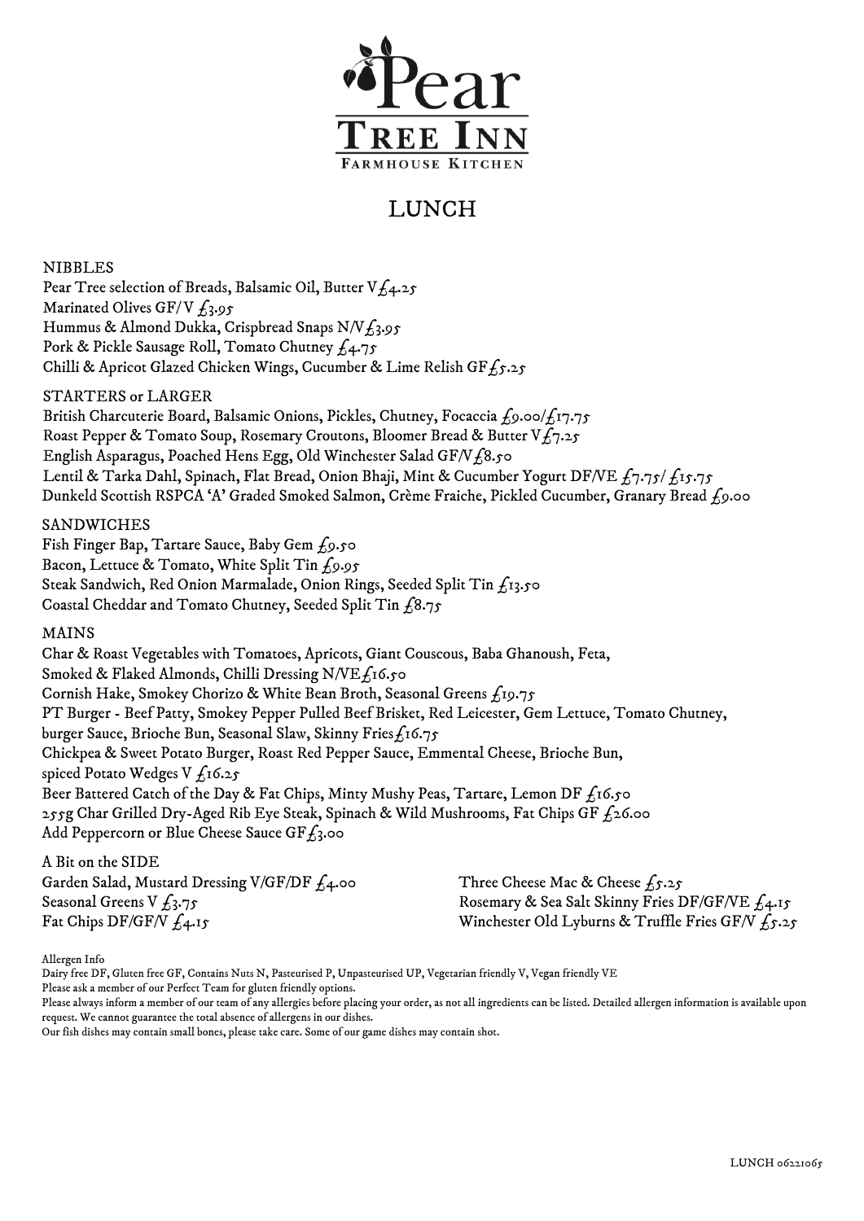# Pear Tree Inn

Farmhouse Kitchen

## LUNCH

### NIBBLES

Pear Tree selection of Breads, Balsamic Oil, Butter V £4.25
Marinated Olives GF/V £3.95
Hummus & Almond Dukka, Crispbread Snaps N/V £3.95
Pork & Pickle Sausage Roll, Tomato Chutney £4.75
Chilli & Apricot Glazed Chicken Wings, Cucumber & Lime Relish GF £5.25

### STARTERS or LARGER

British Charcuterie Board, Balsamic Onions, Pickles, Chutney, Focaccia £9.00/£17.75
Roast Pepper & Tomato Soup, Rosemary Croutons, Bloomer Bread & Butter V £7.25
English Asparagus, Poached Hens Egg, Old Winchester Salad GF/V £8.50
Lentil & Tarka Dahl, Spinach, Flat Bread, Onion Bhaji, Mint & Cucumber Yogurt DF/VE £7.75/ £15.75
Dunkeld Scottish RSPCA 'A' Graded Smoked Salmon, Crème Fraiche, Pickled Cucumber, Granary Bread £9.00

### SANDWICHES

Fish Finger Bap, Tartare Sauce, Baby Gem £9.50
Bacon, Lettuce & Tomato, White Split Tin £9.95
Steak Sandwich, Red Onion Marmalade, Onion Rings, Seeded Split Tin £13.50
Coastal Cheddar and Tomato Chutney, Seeded Split Tin £8.75

### MAINS

Char & Roast Vegetables with Tomatoes, Apricots, Giant Couscous, Baba Ghanoush, Feta, Smoked & Flaked Almonds, Chilli Dressing N/VE £16.50
Cornish Hake, Smokey Chorizo & White Bean Broth, Seasonal Greens £19.75
PT Burger - Beef Patty, Smokey Pepper Pulled Beef Brisket, Red Leicester, Gem Lettuce, Tomato Chutney, burger Sauce, Brioche Bun, Seasonal Slaw, Skinny Fries £16.75
Chickpea & Sweet Potato Burger, Roast Red Pepper Sauce, Emmental Cheese, Brioche Bun, spiced Potato Wedges V £16.25
Beer Battered Catch of the Day & Fat Chips, Minty Mushy Peas, Tartare, Lemon DF £16.50
255g Char Grilled Dry-Aged Rib Eye Steak, Spinach & Wild Mushrooms, Fat Chips GF £26.00
Add Peppercorn or Blue Cheese Sauce GF £3.00

### A Bit on the SIDE

Garden Salad, Mustard Dressing V/GF/DF £4.00
Seasonal Greens V £3.75
Fat Chips DF/GF/V £4.15
Three Cheese Mac & Cheese £5.25
Rosemary & Sea Salt Skinny Fries DF/GF/VE £4.15
Winchester Old Lyburns & Truffle Fries GF/V £5.25

Allergen Info
Dairy free DF, Gluten free GF, Contains Nuts N, Pasteurised P, Unpasteurised UP, Vegetarian friendly V, Vegan friendly VE
Please ask a member of our Perfect Team for gluten friendly options.
Please always inform a member of our team of any allergies before placing your order, as not all ingredients can be listed. Detailed allergen information is available upon request. We cannot guarantee the total absence of allergens in our dishes.
Our fish dishes may contain small bones, please take care. Some of our game dishes may contain shot.

LUNCH 06221065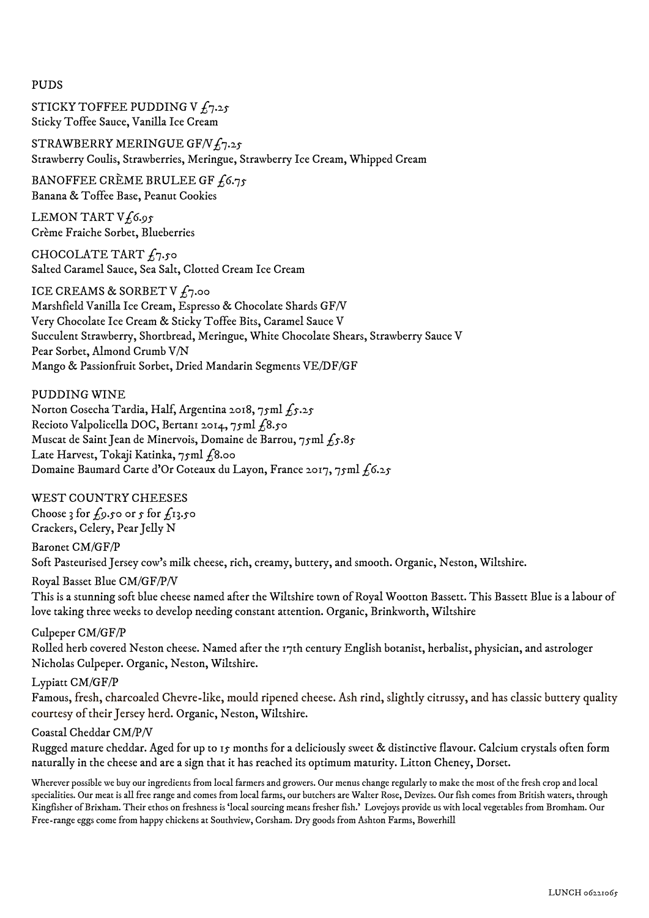## PUDS

**STICKY TOFFEE PUDDING V £7.25**
Sticky Toffee Sauce, Vanilla Ice Cream

**STRAWBERRY MERINGUE GF/V £7.25**
Strawberry Coulis, Strawberries, Meringue, Strawberry Ice Cream, Whipped Cream

**BANOFFEE CRÈME BRULEE GF £6.75**
Banana & Toffee Base, Peanut Cookies

**LEMON TART V £6.95**
Crème Fraiche Sorbet, Blueberries

**CHOCOLATE TART £7.50**
Salted Caramel Sauce, Sea Salt, Clotted Cream Ice Cream

**ICE CREAMS & SORBET V £7.00**
Marshfield Vanilla Ice Cream, Espresso & Chocolate Shards GF/V
Very Chocolate Ice Cream & Sticky Toffee Bits, Caramel Sauce V
Succulent Strawberry, Shortbread, Meringue, White Chocolate Shears, Strawberry Sauce V
Pear Sorbet, Almond Crumb V/N
Mango & Passionfruit Sorbet, Dried Mandarin Segments VE/DF/GF

## PUDDING WINE

Norton Cosecha Tardia, Half, Argentina 2018, 75ml £5.25
Recioto Valpolicella DOC, Bertani 2014, 75ml £8.50
Muscat de Saint Jean de Minervois, Domaine de Barrou, 75ml £5.85
Late Harvest, Tokaji Katinka, 75ml £8.00
Domaine Baumard Carte d'Or Coteaux du Layon, France 2017, 75ml £6.25

## WEST COUNTRY CHEESES

Choose 3 for £9.50 or 5 for £13.50
Crackers, Celery, Pear Jelly N

**Baronet CM/GF/P**
Soft Pasteurised Jersey cow's milk cheese, rich, creamy, buttery, and smooth. Organic, Neston, Wiltshire.

**Royal Basset Blue CM/GF/P/V**
This is a stunning soft blue cheese named after the Wiltshire town of Royal Wootton Bassett. This Bassett Blue is a labour of love taking three weeks to develop needing constant attention. Organic, Brinkworth, Wiltshire

**Culpeper CM/GF/P**
Rolled herb covered Neston cheese. Named after the 17th century English botanist, herbalist, physician, and astrologer Nicholas Culpeper. Organic, Neston, Wiltshire.

**Lypiatt CM/GF/P**
Famous, fresh, charcoaled Chevre-like, mould ripened cheese. Ash rind, slightly citrussy, and has classic buttery quality courtesy of their Jersey herd. Organic, Neston, Wiltshire.

**Coastal Cheddar CM/P/V**
Rugged mature cheddar. Aged for up to 15 months for a deliciously sweet & distinctive flavour. Calcium crystals often form naturally in the cheese and are a sign that it has reached its optimum maturity. Litton Cheney, Dorset.

Wherever possible we buy our ingredients from local farmers and growers. Our menus change regularly to make the most of the fresh crop and local specialities. Our meat is all free range and comes from local farms, our butchers are Walter Rose, Devizes. Our fish comes from British waters, through Kingfisher of Brixham. Their ethos on freshness is 'local sourcing means fresher fish.' Lovejoys provide us with local vegetables from Bromham. Our Free-range eggs come from happy chickens at Southview, Corsham. Dry goods from Ashton Farms, Bowerhill

LUNCH 06221065